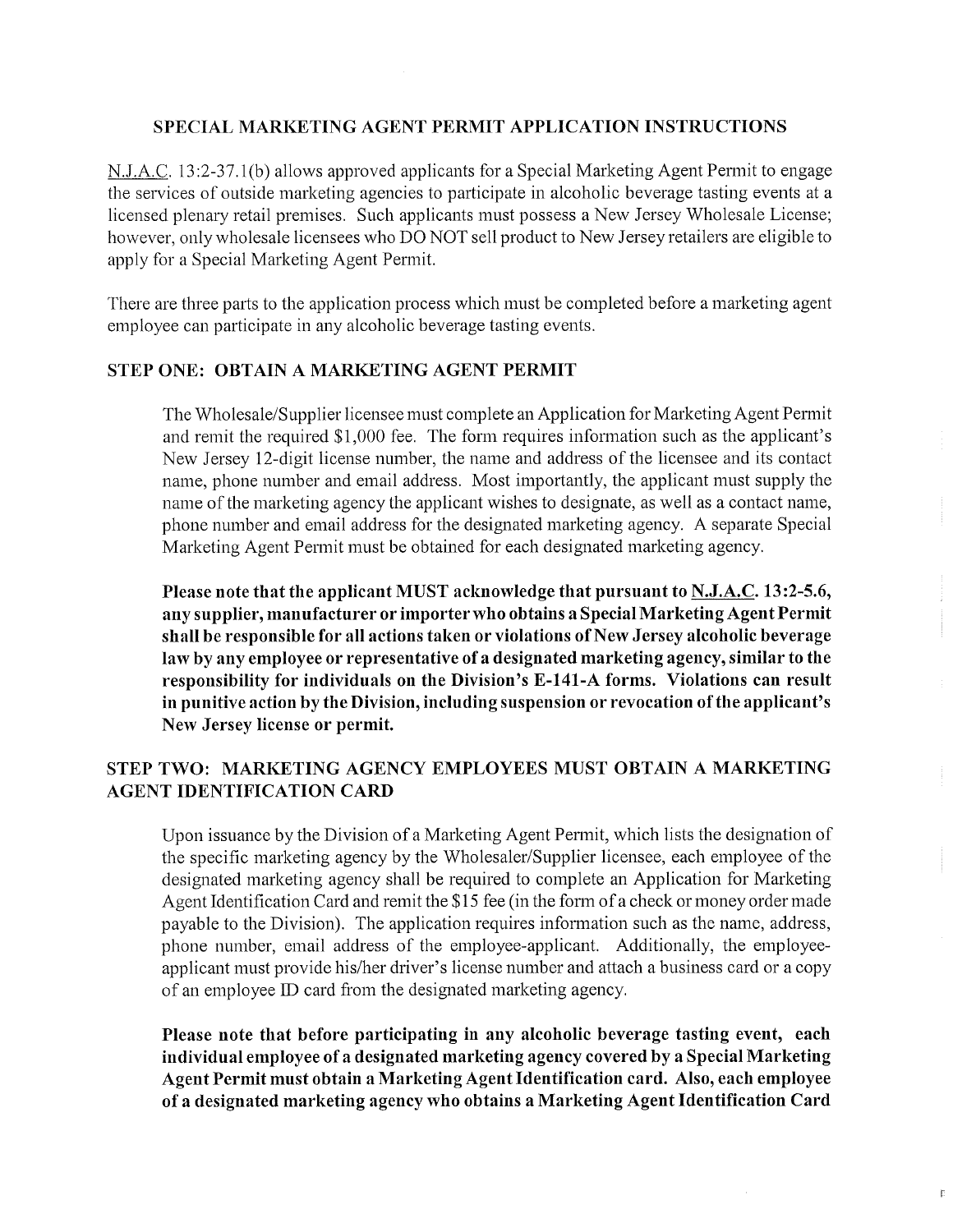# SPECIAL MARKETING AGENT PERMIT APPLICATION INSTRUCTIONS

N.J.A.C. 13:2-37.1(b) allows approved applicants for a Special Marketing Agent Permit to engage the services of outside marketing agencies to participate in alcoholic beverage tasting events at a licensed plenary retail premises. Such applicants must possess a New Jersey Wholesale License; however, only wholesale licensees who DO NOT sell product to New Jersey retailers are eligible to apply for a Special Marketing Agent Permit.

There are three parts to the application process which must be completed before a marketing agent employee can participate in any alcoholic beverage tasting events.

## STEP ONE: OBTAIN A MARKETING AGENT PERMIT

The Wholesale/Supplier licensee must complete an Application for Marketing Agent Permit and remit the required $1,000 fee. The form requires information such as the applicant's New Jersey 12-digit license number, the name and address of the licensee and its contact name, phone number and email address. Most importantly, the applicant must supply the name of the marketing agency the applicant wishes to designate, as well as a contact name, phone number and email address for the designated marketing agency. A separate Special Marketing Agent Permit must be obtained for each designated marketing agency.

**Please note that the applicant MUST acknowledge that pursuant to N.J.A.C. 13:2-5.6, any supplier, manufacturer or importer who obtains a Special Marketing Agent Permit shall be responsible for all actions taken or violations of New Jersey alcoholic beverage law by any employee or representative of a designated marketing agency, similar to the responsibility for individuals on the Division's E-141-A forms. Violations can result in punitive action by the Division, including suspension or revocation of the applicant's New Jersey license or permit.**

## STEP TWO: MARKETING AGENCY EMPLOYEES MUST OBTAIN A MARKETING AGENT IDENTIFICATION CARD

Upon issuance by the Division of a Marketing Agent Permit, which lists the designation of the specific marketing agency by the Wholesaler/Supplier licensee, each employee of the designated marketing agency shall be required to complete an Application for Marketing Agent Identification Card and remit the $15 fee (in the form of a check or money order made payable to the Division). The application requires information such as the name, address, phone number, email address of the employee-applicant. Additionally, the employee-applicant must provide his/her driver's license number and attach a business card or a copy of an employee ID card from the designated marketing agency.

**Please note that before participating in any alcoholic beverage tasting event, each individual employee of a designated marketing agency covered by a Special Marketing Agent Permit must obtain a Marketing Agent Identification card. Also, each employee of a designated marketing agency who obtains a Marketing Agent Identification Card**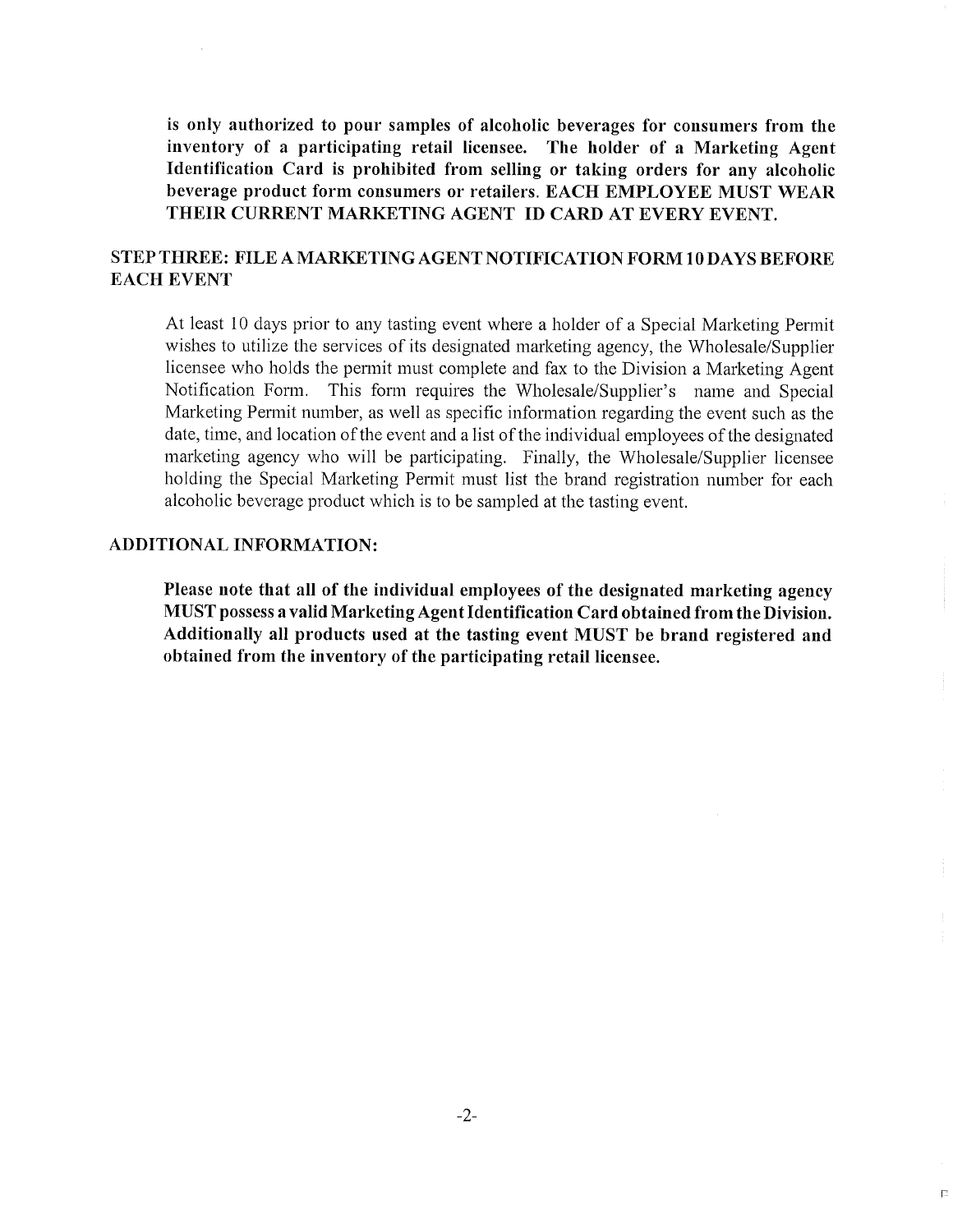**is only authorized to pour samples of alcoholic beverages for consumers from the inventory of a participating retail licensee. The holder of a Marketing Agent Identification Card is prohibited from selling or taking orders for any alcoholic beverage product form consumers or retailers. EACH EMPLOYEE MUST WEAR THEIR CURRENT MARKETING AGENT ID CARD AT EVERY EVENT.**

## STEP THREE: FILE A MARKETING AGENT NOTIFICATION FORM 10 DAYS BEFORE EACH EVENT

At least 10 days prior to any tasting event where a holder of a Special Marketing Permit wishes to utilize the services of its designated marketing agency, the Wholesale/Supplier licensee who holds the permit must complete and fax to the Division a Marketing Agent Notification Form. This form requires the Wholesale/Supplier's name and Special Marketing Permit number, as well as specific information regarding the event such as the date, time, and location of the event and a list of the individual employees of the designated marketing agency who will be participating. Finally, the Wholesale/Supplier licensee holding the Special Marketing Permit must list the brand registration number for each alcoholic beverage product which is to be sampled at the tasting event.

## ADDITIONAL INFORMATION:

**Please note that all of the individual employees of the designated marketing agency MUST possess a valid Marketing Agent Identification Card obtained from the Division. Additionally all products used at the tasting event MUST be brand registered and obtained from the inventory of the participating retail licensee.**